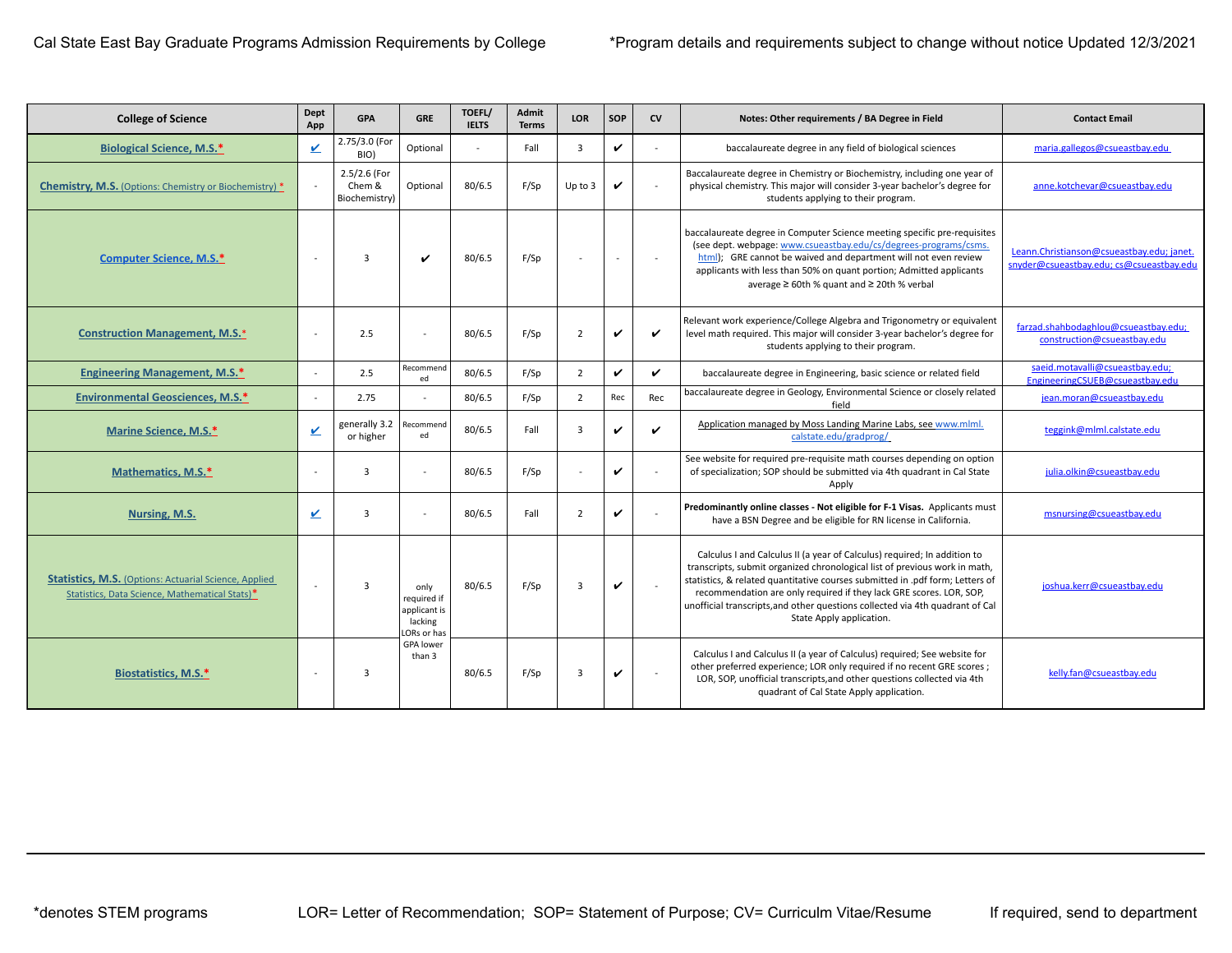Cal State East Bay Graduate Programs Admission Requirements by College

*Program details and requirements subject to change without notice Updated 12/3/2021

| College of Science | Dept App | GPA | GRE | TOEFL/ IELTS | Admit Terms | LOR | SOP | CV | Notes: Other requirements / BA Degree in Field | Contact Email |
|---|---|---|---|---|---|---|---|---|---|---|
| Biological Science, M.S.* | ✔ | 2.75/3.0 (For BIO) | Optional | - | Fall | 3 | ✔ | - | baccalaureate degree in any field of biological sciences | maria.gallegos@csueastbay.edu |
| Chemistry, M.S. (Options: Chemistry or Biochemistry) * | - | 2.5/2.6 (For Chem & Biochemistry) | Optional | 80/6.5 | F/Sp | Up to 3 | ✔ | - | Baccalaureate degree in Chemistry or Biochemistry, including one year of physical chemistry. This major will consider 3-year bachelor's degree for students applying to their program. | anne.kotchevar@csueastbay.edu |
| Computer Science, M.S.* | - | 3 | ✔ | 80/6.5 | F/Sp | - | - | - | baccalaureate degree in Computer Science meeting specific pre-requisites (see dept. webpage: www.csueastbay.edu/cs/degrees-programs/csms.html); GRE cannot be waived and department will not even review applicants with less than 50% on quant portion; Admitted applicants average ≥ 60th % quant and ≥ 20th % verbal | Leann.Christianson@csueastbay.edu; janet.snyder@csueastbay.edu; cs@csueastbay.edu |
| Construction Management, M.S.* | - | 2.5 | - | 80/6.5 | F/Sp | 2 | ✔ | ✔ | Relevant work experience/College Algebra and Trigonometry or equivalent level math required. This major will consider 3-year bachelor's degree for students applying to their program. | farzad.shahbodaghlou@csueastbay.edu; construction@csueastbay.edu |
| Engineering Management, M.S.* | - | 2.5 | Recommended | 80/6.5 | F/Sp | 2 | ✔ | ✔ | baccalaureate degree in Engineering, basic science or related field | saeid.motavalli@csueastbay.edu; EngineeringCSUEB@csueastbay.edu |
| Environmental Geosciences, M.S.* | - | 2.75 | - | 80/6.5 | F/Sp | 2 | Rec | Rec | baccalaureate degree in Geology, Environmental Science or closely related field | jean.moran@csueastbay.edu |
| Marine Science, M.S.* | ✔ | generally 3.2 or higher | Recommended | 80/6.5 | Fall | 3 | ✔ | ✔ | Application managed by Moss Landing Marine Labs, see www.mlml.calstate.edu/gradprog/ | teggink@mlml.calstate.edu |
| Mathematics, M.S.* | - | 3 | - | 80/6.5 | F/Sp | - | ✔ | - | See website for required pre-requisite math courses depending on option of specialization; SOP should be submitted via 4th quadrant in Cal State Apply | julia.olkin@csueastbay.edu |
| Nursing, M.S. | ✔ | 3 | - | 80/6.5 | Fall | 2 | ✔ | - | **Predominantly online classes - Not eligible for F-1 Visas.** Applicants must have a BSN Degree and be eligible for RN license in California. | msnursing@csueastbay.edu |
| Statistics, M.S. (Options: Actuarial Science, Applied Statistics, Data Science, Mathematical Stats)* | - | 3 | only required if applicant is lacking LORs or has GPA lower than 3 | 80/6.5 | F/Sp | 3 | ✔ | - | Calculus I and Calculus II (a year of Calculus) required; In addition to transcripts, submit organized chronological list of previous work in math, statistics, & related quantitative courses submitted in .pdf form; Letters of recommendation are only required if they lack GRE scores. LOR, SOP, unofficial transcripts,and other questions collected via 4th quadrant of Cal State Apply application. | joshua.kerr@csueastbay.edu |
| Biostatistics, M.S.* | - | 3 | (see above) | 80/6.5 | F/Sp | 3 | ✔ | - | Calculus I and Calculus II (a year of Calculus) required; See website for other preferred experience; LOR only required if no recent GRE scores ; LOR, SOP, unofficial transcripts,and other questions collected via 4th quadrant of Cal State Apply application. | kelly.fan@csueastbay.edu |

*denotes STEM programs

LOR= Letter of Recommendation; SOP= Statement of Purpose; CV= Curriculm Vitae/Resume

If required, send to department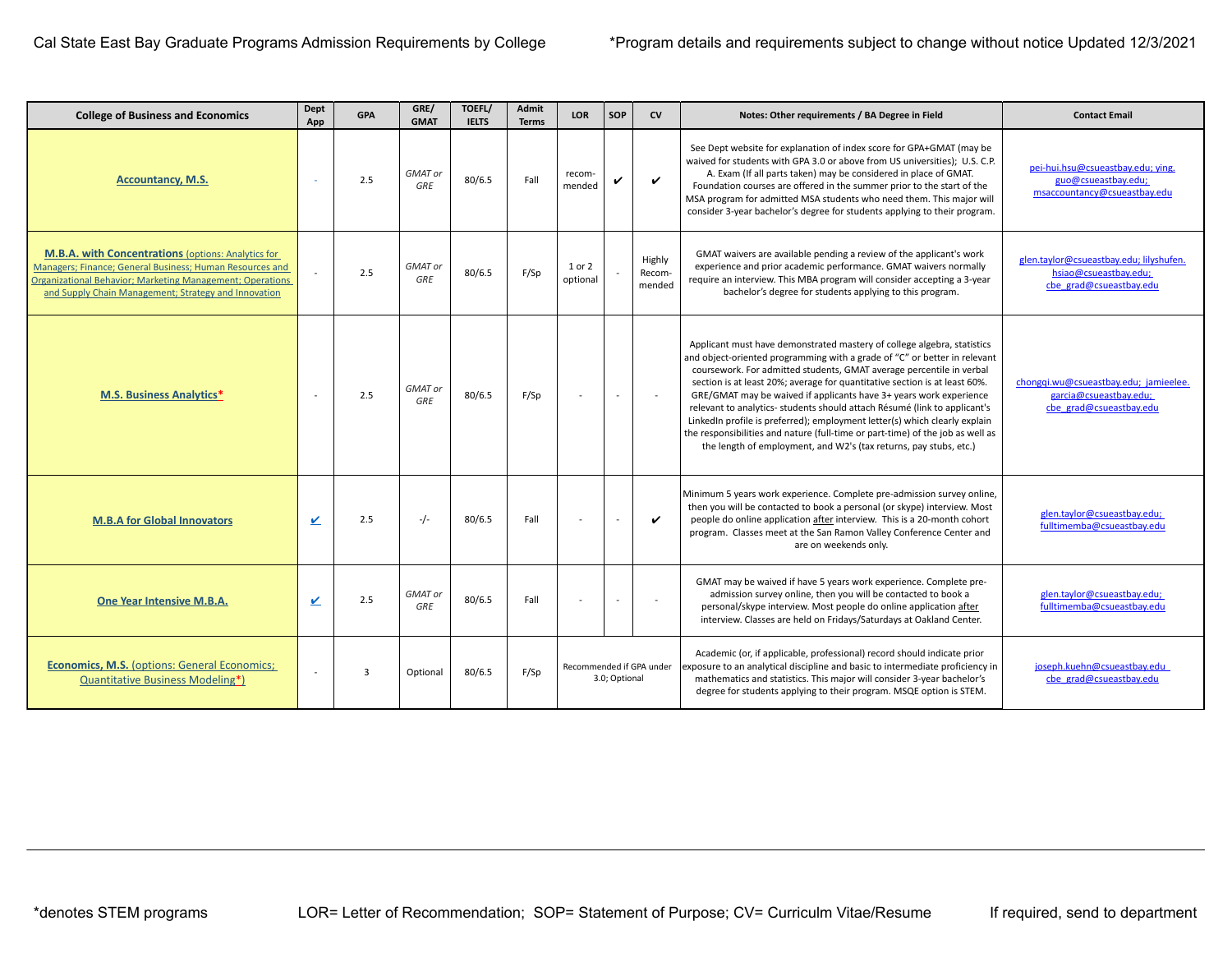Cal State East Bay Graduate Programs Admission Requirements by College

*Program details and requirements subject to change without notice Updated 12/3/2021

| College of Business and Economics | Dept App | GPA | GRE/ GMAT | TOEFL/ IELTS | Admit Terms | LOR | SOP | CV | Notes: Other requirements / BA Degree in Field | Contact Email |
|---|---|---|---|---|---|---|---|---|---|---|
| **Accountancy, M.S.** | - | 2.5 | *GMAT or GRE* | 80/6.5 | Fall | recom-mended | ✔ | ✔ | See Dept website for explanation of index score for GPA+GMAT (may be waived for students with GPA 3.0 or above from US universities); U.S. C.P. A. Exam (If all parts taken) may be considered in place of GMAT. Foundation courses are offered in the summer prior to the start of the MSA program for admitted MSA students who need them. This major will consider 3-year bachelor's degree for students applying to their program. | pei-hui.hsu@csueastbay.edu; ying.guo@csueastbay.edu; msaccountancy@csueastbay.edu |
| **M.B.A. with Concentrations** (options: Analytics for Managers; Finance; General Business; Human Resources and Organizational Behavior; Marketing Management; Operations and Supply Chain Management; Strategy and Innovation | - | 2.5 | *GMAT or GRE* | 80/6.5 | F/Sp | 1 or 2 optional | - | Highly Recom-mended | GMAT waivers are available pending a review of the applicant's work experience and prior academic performance. GMAT waivers normally require an interview. This MBA program will consider accepting a 3-year bachelor's degree for students applying to this program. | glen.taylor@csueastbay.edu; lilyshufen.hsiao@csueastbay.edu; cbe_grad@csueastbay.edu |
| **M.S. Business Analytics*** | - | 2.5 | *GMAT or GRE* | 80/6.5 | F/Sp | - | - | - | Applicant must have demonstrated mastery of college algebra, statistics and object-oriented programming with a grade of "C" or better in relevant coursework. For admitted students, GMAT average percentile in verbal section is at least 20%; average for quantitative section is at least 60%. GRE/GMAT may be waived if applicants have 3+ years work experience relevant to analytics- students should attach Résumé (link to applicant's LinkedIn profile is preferred); employment letter(s) which clearly explain the responsibilities and nature (full-time or part-time) of the job as well as the length of employment, and W2's (tax returns, pay stubs, etc.) | chongqi.wu@csueastbay.edu; jamieelee.garcia@csueastbay.edu; cbe_grad@csueastbay.edu |
| **M.B.A for Global Innovators** | ✔ | 2.5 | -/- | 80/6.5 | Fall | - | - | ✔ | Minimum 5 years work experience. Complete pre-admission survey online, then you will be contacted to book a personal (or skype) interview. Most people do online application after interview. This is a 20-month cohort program. Classes meet at the San Ramon Valley Conference Center and are on weekends only. | glen.taylor@csueastbay.edu; fulltimemba@csueastbay.edu |
| **One Year Intensive M.B.A.** | ✔ | 2.5 | *GMAT or GRE* | 80/6.5 | Fall | - | - | - | GMAT may be waived if have 5 years work experience. Complete pre-admission survey online, then you will be contacted to book a personal/skype interview. Most people do online application after interview. Classes are held on Fridays/Saturdays at Oakland Center. | glen.taylor@csueastbay.edu; fulltimemba@csueastbay.edu |
| **Economics, M.S.** (options: General Economics; Quantitative Business Modeling*) | - | 3 | Optional | 80/6.5 | F/Sp | Recommended if GPA under 3.0; Optional | | | Academic (or, if applicable, professional) record should indicate prior exposure to an analytical discipline and basic to intermediate proficiency in mathematics and statistics. This major will consider 3-year bachelor's degree for students applying to their program. MSQE option is STEM. | joseph.kuehn@csueastbay.edu cbe_grad@csueastbay.edu |

*denotes STEM programs    LOR= Letter of Recommendation; SOP= Statement of Purpose; CV= Curriculm Vitae/Resume    If required, send to department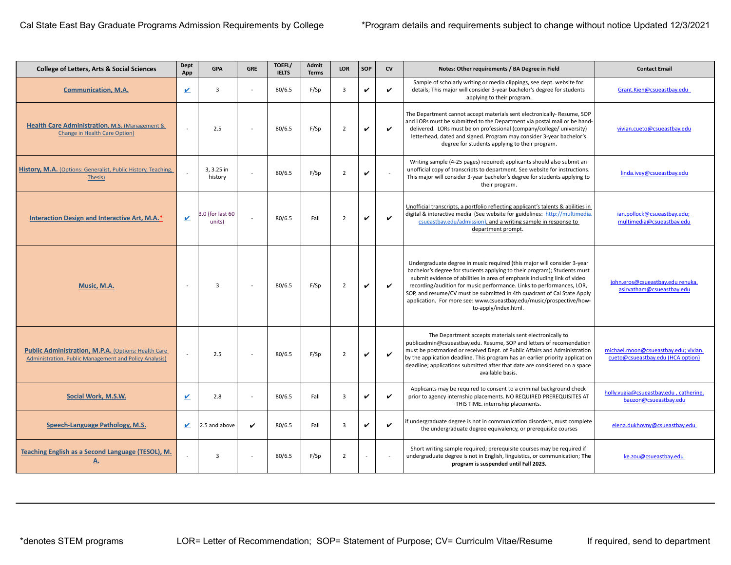Cal State East Bay Graduate Programs Admission Requirements by College

*Program details and requirements subject to change without notice Updated 12/3/2021

| College of Letters, Arts & Social Sciences | Dept App | GPA | GRE | TOEFL/ IELTS | Admit Terms | LOR | SOP | CV | Notes: Other requirements / BA Degree in Field | Contact Email |
|---|---|---|---|---|---|---|---|---|---|---|
| Communication, M.A. | ✔ | 3 | - | 80/6.5 | F/Sp | 3 | ✔ | ✔ | Sample of scholarly writing or media clippings, see dept. website for details; This major will consider 3-year bachelor's degree for students applying to their program. | Grant.Kien@csueastbay.edu |
| Health Care Administration, M.S. (Management & Change in Health Care Option) | - | 2.5 | - | 80/6.5 | F/Sp | 2 | ✔ | ✔ | The Department cannot accept materials sent electronically- Resume, SOP and LORs must be submitted to the Department via postal mail or be hand-delivered. LORs must be on professional (company/college/ university) letterhead, dated and signed. Program may consider 3-year bachelor's degree for students applying to their program. | vivian.cueto@csueastbay.edu |
| History, M.A. (Options: Generalist, Public History, Teaching, Thesis) | - | 3, 3.25 in history | - | 80/6.5 | F/Sp | 2 | ✔ | - | Writing sample (4-25 pages) required; applicants should also submit an unofficial copy of transcripts to department. See website for instructions. This major will consider 3-year bachelor's degree for students applying to their program. | linda.ivey@csueastbay.edu |
| Interaction Design and Interactive Art, M.A.* | ✔ | 3.0 (for last 60 units) | - | 80/6.5 | Fall | 2 | ✔ | ✔ | Unofficial transcripts, a portfolio reflecting applicant's talents & abilities in digital & interactive media (See website for guidelines: http://multimedia.csueastbay.edu/admission), and a writing sample in response to department prompt. | ian.pollock@csueastbay.edu; multimedia@csueastbay.edu |
| Music, M.A. | - | 3 | - | 80/6.5 | F/Sp | 2 | ✔ | ✔ | Undergraduate degree in music required (this major will consider 3-year bachelor's degree for students applying to their program); Students must submit evidence of abilities in area of emphasis including link of video recording/audition for music performance. Links to performances, LOR, SOP, and resume/CV must be submitted in 4th quadrant of Cal State Apply application. For more see: www.csueastbay.edu/music/prospective/how-to-apply/index.html. | john.eros@csueastbay.edu renuka.asirvatham@csueastbay.edu |
| Public Administration, M.P.A. (Options: Health Care Administration, Public Management and Policy Analysis) | - | 2.5 | - | 80/6.5 | F/Sp | 2 | ✔ | ✔ | The Department accepts materials sent electronically to publicadmin@csueastbay.edu. Resume, SOP and letters of recomendation must be postmarked or received Dept. of Public Affairs and Administration by the application deadline. This program has an earlier priority application deadline; applications submitted after that date are considered on a space available basis. | michael.moon@csueastbay.edu; vivian.cueto@csueastbay.edu (HCA option) |
| Social Work, M.S.W. | ✔ | 2.8 | - | 80/6.5 | Fall | 3 | ✔ | ✔ | Applicants may be required to consent to a criminal background check prior to agency internship placements. NO REQUIRED PREREQUISITES AT THIS TIME. internship placements. | holly.vugia@csueastbay.edu , catherine.bauzon@csueastbay.edu |
| Speech-Language Pathology, M.S. | ✔ | 2.5 and above | ✔ | 80/6.5 | Fall | 3 | ✔ | ✔ | if undergraduate degree is not in communication disorders, must complete the undergraduate degree equivalency, or prerequisite courses | elena.dukhovny@csueastbay.edu |
| Teaching English as a Second Language (TESOL), M. A. | - | 3 | - | 80/6.5 | F/Sp | 2 | - | - | Short writing sample required; prerequisite courses may be required if undergraduate degree is not in English, linguistics, or communication; **The program is suspended until Fall 2023.** | ke.zou@csueastbay.edu |

*denotes STEM programs

LOR= Letter of Recommendation; SOP= Statement of Purpose; CV= Curriculm Vitae/Resume

If required, send to department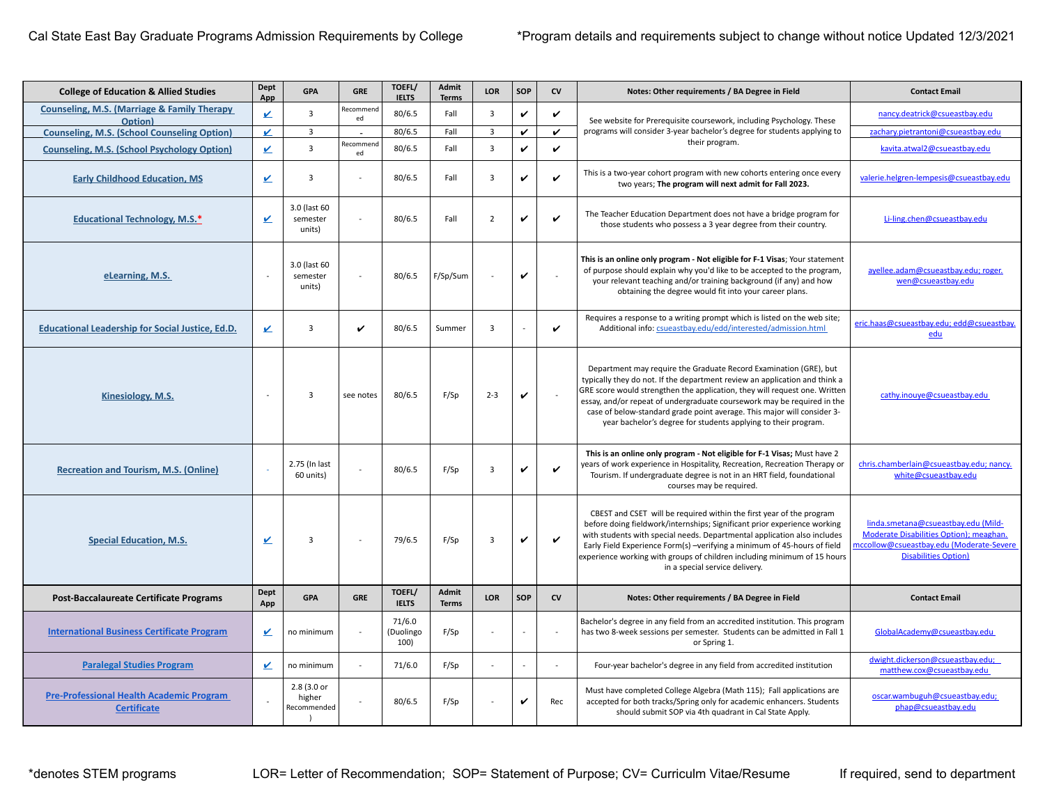Cal State East Bay Graduate Programs Admission Requirements by College

*Program details and requirements subject to change without notice Updated 12/3/2021

| College of Education & Allied Studies | Dept App | GPA | GRE | TOEFL/ IELTS | Admit Terms | LOR | SOP | CV | Notes: Other requirements / BA Degree in Field | Contact Email |
|---|---|---|---|---|---|---|---|---|---|---|
| Counseling, M.S. (Marriage & Family Therapy Option) | ✔ | 3 | Recommended | 80/6.5 | Fall | 3 | ✔ | ✔ | See website for Prerequisite coursework, including Psychology. These programs will consider 3-year bachelor's degree for students applying to their program. | nancy.deatrick@csueastbay.edu |
| Counseling, M.S. (School Counseling Option) | ✔ | 3 | - | 80/6.5 | Fall | 3 | ✔ | ✔ | | zachary.pietrantoni@csueastbay.edu |
| Counseling, M.S. (School Psychology Option) | ✔ | 3 | Recommended | 80/6.5 | Fall | 3 | ✔ | ✔ | | kavita.atwal2@csueastbay.edu |
| Early Childhood Education, MS | ✔ | 3 | - | 80/6.5 | Fall | 3 | ✔ | ✔ | This is a two-year cohort program with new cohorts entering once every two years; **The program will next admit for Fall 2023.** | valerie.helgren-lempesis@csueastbay.edu |
| Educational Technology, M.S.* | ✔ | 3.0 (last 60 semester units) | - | 80/6.5 | Fall | 2 | ✔ | ✔ | The Teacher Education Department does not have a bridge program for those students who possess a 3 year degree from their country. | Li-ling.chen@csueastbay.edu |
| eLearning, M.S. | - | 3.0 (last 60 semester units) | - | 80/6.5 | F/Sp/Sum | - | ✔ | - | **This is an online only program - Not eligible for F-1 Visas**; Your statement of purpose should explain why you'd like to be accepted to the program, your relevant teaching and/or training background (if any) and how obtaining the degree would fit into your career plans. | ayellee.adam@csueastbay.edu; roger.wen@csueastbay.edu |
| Educational Leadership for Social Justice, Ed.D. | ✔ | 3 | ✔ | 80/6.5 | Summer | 3 | - | ✔ | Requires a response to a writing prompt which is listed on the web site; Additional info: csueastbay.edu/edd/interested/admission.html | eric.haas@csueastbay.edu; edd@csueastbay.edu |
| Kinesiology, M.S. | - | 3 | see notes | 80/6.5 | F/Sp | 2-3 | ✔ | - | Department may require the Graduate Record Examination (GRE), but typically they do not. If the department review an application and think a GRE score would strengthen the application, they will request one. Written essay, and/or repeat of undergraduate coursework may be required in the case of below-standard grade point average. This major will consider 3-year bachelor's degree for students applying to their program. | cathy.inouye@csueastbay.edu |
| Recreation and Tourism, M.S. (Online) | - | 2.75 (In last 60 units) | - | 80/6.5 | F/Sp | 3 | ✔ | ✔ | **This is an online only program - Not eligible for F-1 Visas;** Must have 2 years of work experience in Hospitality, Recreation, Recreation Therapy or Tourism. If undergraduate degree is not in an HRT field, foundational courses may be required. | chris.chamberlain@csueastbay.edu; nancy.white@csueastbay.edu |
| Special Education, M.S. | ✔ | 3 | - | 79/6.5 | F/Sp | 3 | ✔ | ✔ | CBEST and CSET will be required within the first year of the program before doing fieldwork/internships; Significant prior experience working with students with special needs. Departmental application also includes Early Field Experience Form(s) –verifying a minimum of 45-hours of field experience working with groups of children including minimum of 15 hours in a special service delivery. | linda.smetana@csueastbay.edu (Mild-Moderate Disabilities Option); meaghan.mccollow@csueastbay.edu (Moderate-Severe Disabilities Option) |
| **Post-Baccalaureate Certificate Programs** | **Dept App** | **GPA** | **GRE** | **TOEFL/ IELTS** | **Admit Terms** | **LOR** | **SOP** | **CV** | **Notes: Other requirements / BA Degree in Field** | **Contact Email** |
| International Business Certificate Program | ✔ | no minimum | - | 71/6.0 (Duolingo 100) | F/Sp | - | - | - | Bachelor's degree in any field from an accredited institution. This program has two 8-week sessions per semester. Students can be admitted in Fall 1 or Spring 1. | GlobalAcademy@csueastbay.edu |
| Paralegal Studies Program | ✔ | no minimum | - | 71/6.0 | F/Sp | - | - | - | Four-year bachelor's degree in any field from accredited institution | dwight.dickerson@csueastbay.edu; matthew.cox@csueastbay.edu |
| Pre-Professional Health Academic Program Certificate | - | 2.8 (3.0 or higher Recommended) | - | 80/6.5 | F/Sp | - | ✔ | Rec | Must have completed College Algebra (Math 115); Fall applications are accepted for both tracks/Spring only for academic enhancers. Students should submit SOP via 4th quadrant in Cal State Apply. | oscar.wambuguh@csueastbay.edu; phap@csueastbay.edu |

*denotes STEM programs    LOR= Letter of Recommendation; SOP= Statement of Purpose; CV= Curriculm Vitae/Resume    If required, send to department